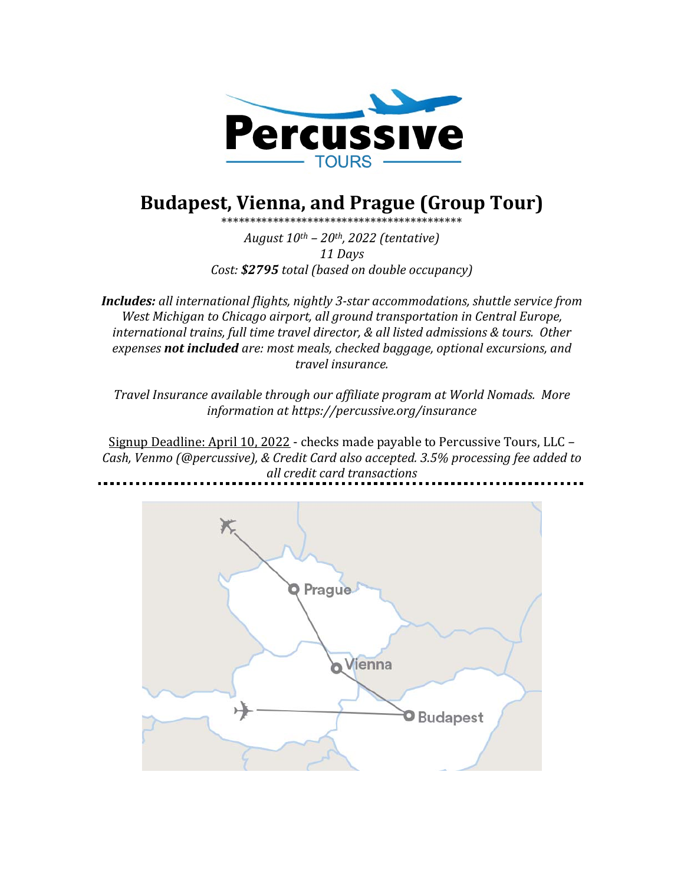# Budapest, Vienna, and Prague (Group Tour)

******************************************

*August 10th – 20th, 2022 (tentative)*
*11 Days*
*Cost: **$2795** total (based on double occupancy)*

***Includes:** all international flights, nightly 3-star accommodations, shuttle service from West Michigan to Chicago airport, all ground transportation in Central Europe, international trains, full time travel director, & all listed admissions & tours. Other expenses **not included** are: most meals, checked baggage, optional excursions, and travel insurance.*

*Travel Insurance available through our affiliate program at World Nomads. More information at https://percussive.org/insurance*

Signup Deadline: April 10, 2022 - checks made payable to Percussive Tours, LLC – *Cash, Venmo (@percussive), & Credit Card also accepted. 3.5% processing fee added to all credit card transactions*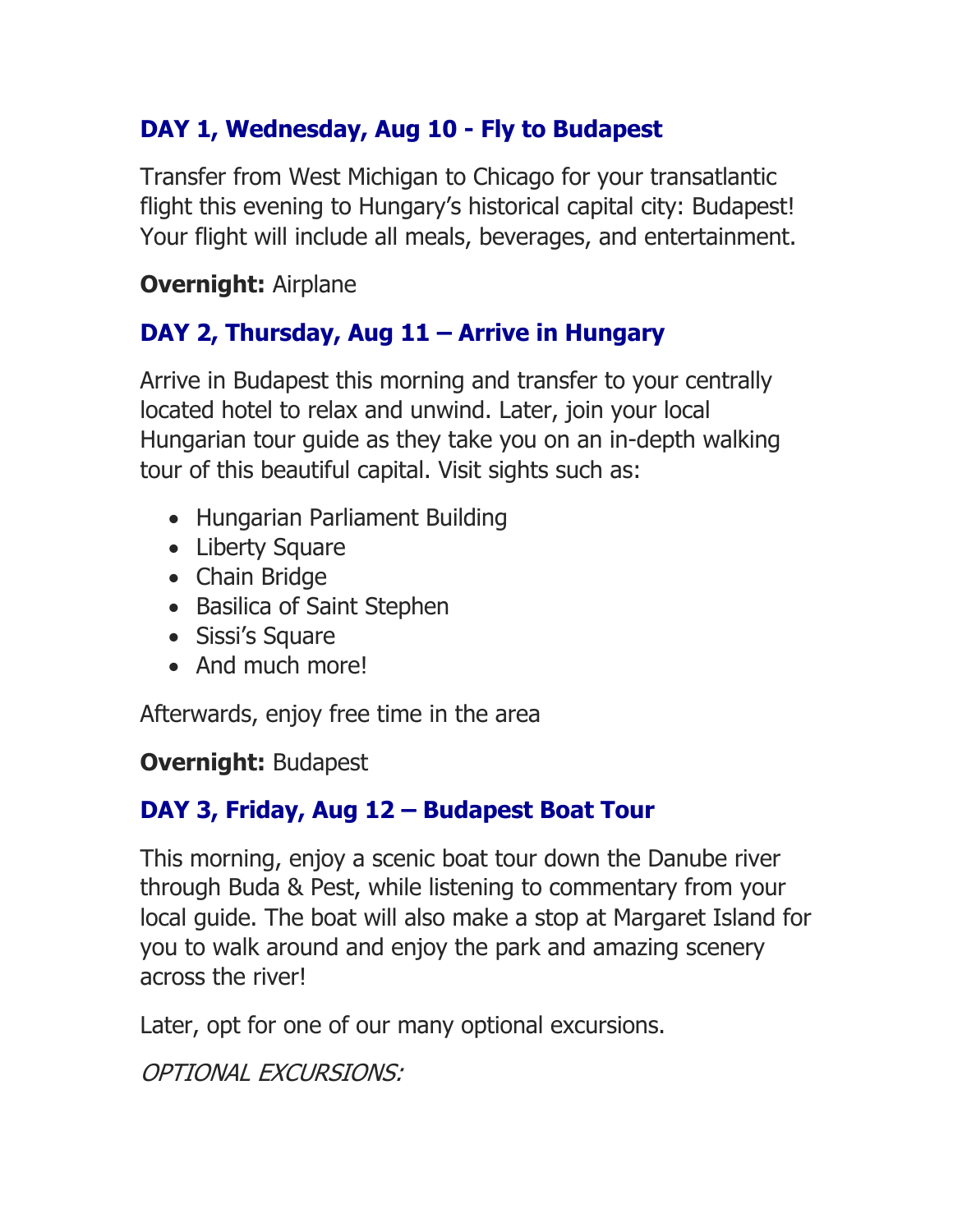## DAY 1, Wednesday, Aug 10 - Fly to Budapest

Transfer from West Michigan to Chicago for your transatlantic flight this evening to Hungary's historical capital city: Budapest! Your flight will include all meals, beverages, and entertainment.

**Overnight:** Airplane

## DAY 2, Thursday, Aug 11 – Arrive in Hungary

Arrive in Budapest this morning and transfer to your centrally located hotel to relax and unwind. Later, join your local Hungarian tour guide as they take you on an in-depth walking tour of this beautiful capital. Visit sights such as:

- Hungarian Parliament Building
- Liberty Square
- Chain Bridge
- Basilica of Saint Stephen
- Sissi's Square
- And much more!

Afterwards, enjoy free time in the area

**Overnight:** Budapest

## DAY 3, Friday, Aug 12 – Budapest Boat Tour

This morning, enjoy a scenic boat tour down the Danube river through Buda & Pest, while listening to commentary from your local guide. The boat will also make a stop at Margaret Island for you to walk around and enjoy the park and amazing scenery across the river!

Later, opt for one of our many optional excursions.

*OPTIONAL EXCURSIONS:*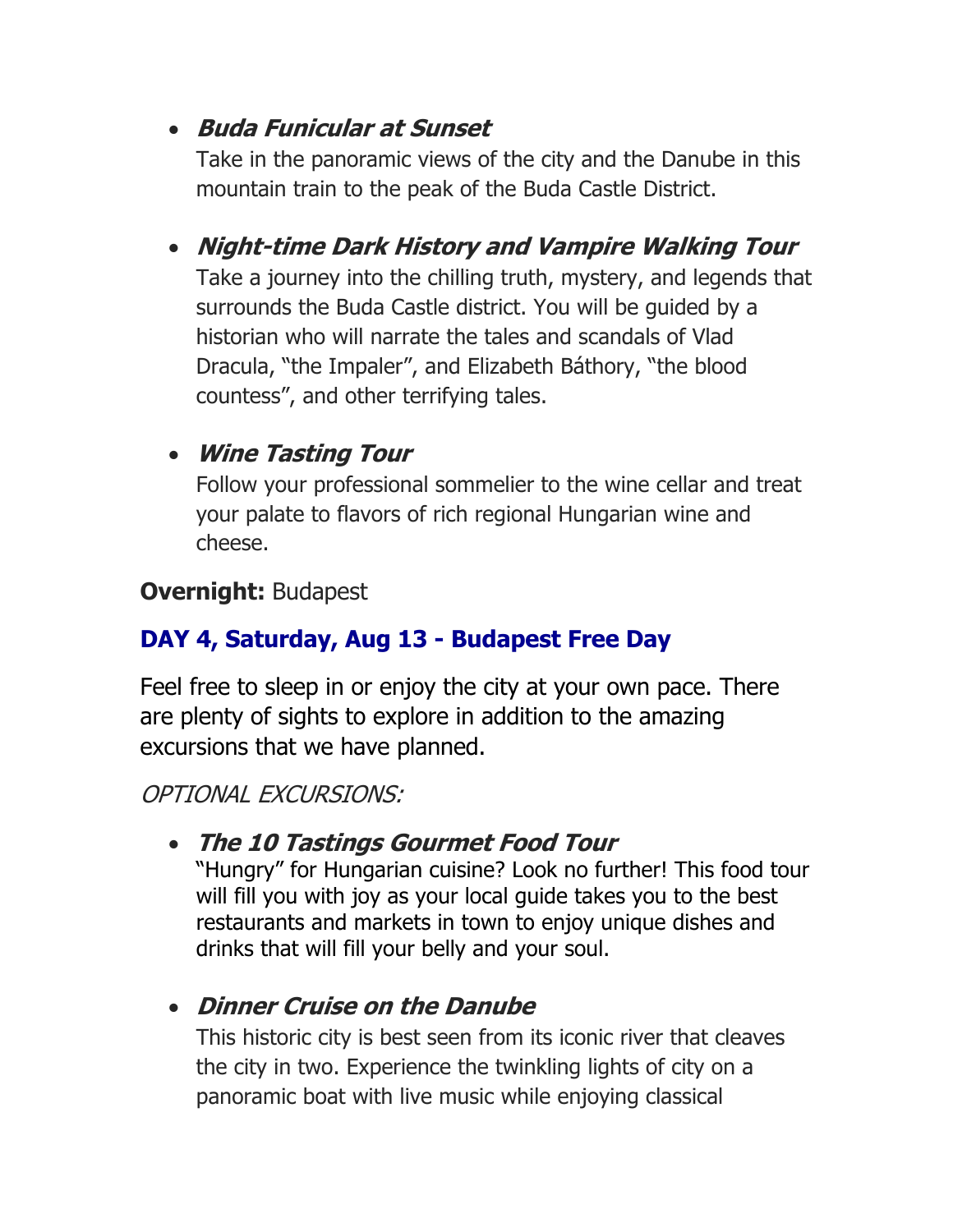- ***Buda Funicular at Sunset***
  Take in the panoramic views of the city and the Danube in this mountain train to the peak of the Buda Castle District.

- ***Night-time Dark History and Vampire Walking Tour***
  Take a journey into the chilling truth, mystery, and legends that surrounds the Buda Castle district. You will be guided by a historian who will narrate the tales and scandals of Vlad Dracula, "the Impaler", and Elizabeth Báthory, "the blood countess", and other terrifying tales.

- ***Wine Tasting Tour***
  Follow your professional sommelier to the wine cellar and treat your palate to flavors of rich regional Hungarian wine and cheese.

**Overnight:** Budapest

## DAY 4, Saturday, Aug 13 - Budapest Free Day

Feel free to sleep in or enjoy the city at your own pace. There are plenty of sights to explore in addition to the amazing excursions that we have planned.

*OPTIONAL EXCURSIONS:*

- ***The 10 Tastings Gourmet Food Tour***
  "Hungry" for Hungarian cuisine? Look no further! This food tour will fill you with joy as your local guide takes you to the best restaurants and markets in town to enjoy unique dishes and drinks that will fill your belly and your soul.

- ***Dinner Cruise on the Danube***
  This historic city is best seen from its iconic river that cleaves the city in two. Experience the twinkling lights of city on a panoramic boat with live music while enjoying classical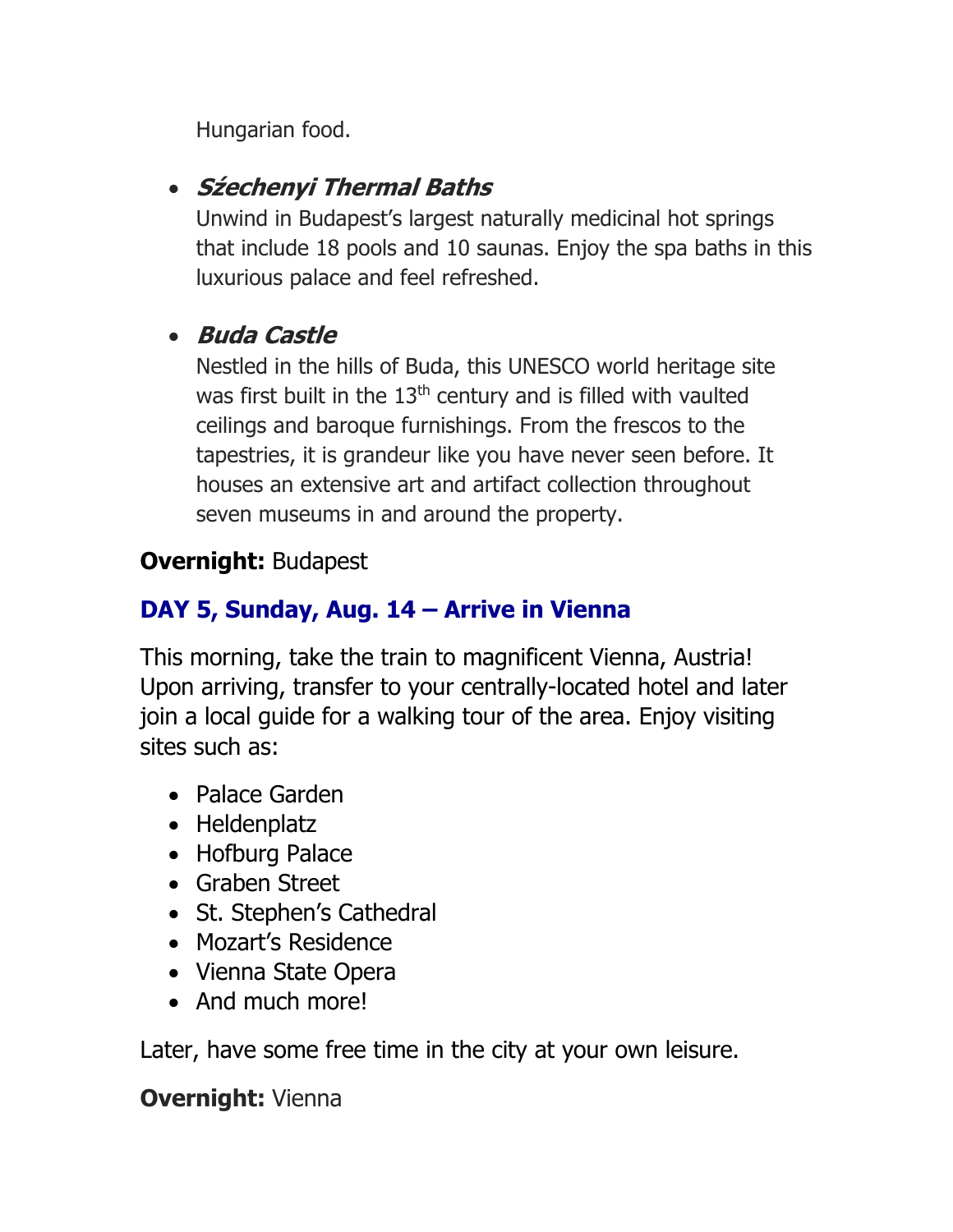Hungarian food.

- ***Sźechenyi Thermal Baths***
  Unwind in Budapest's largest naturally medicinal hot springs that include 18 pools and 10 saunas. Enjoy the spa baths in this luxurious palace and feel refreshed.

- ***Buda Castle***
  Nestled in the hills of Buda, this UNESCO world heritage site was first built in the 13th century and is filled with vaulted ceilings and baroque furnishings. From the frescos to the tapestries, it is grandeur like you have never seen before. It houses an extensive art and artifact collection throughout seven museums in and around the property.

**Overnight:** Budapest

## DAY 5, Sunday, Aug. 14 – Arrive in Vienna

This morning, take the train to magnificent Vienna, Austria! Upon arriving, transfer to your centrally-located hotel and later join a local guide for a walking tour of the area. Enjoy visiting sites such as:

- Palace Garden
- Heldenplatz
- Hofburg Palace
- Graben Street
- St. Stephen's Cathedral
- Mozart's Residence
- Vienna State Opera
- And much more!

Later, have some free time in the city at your own leisure.

**Overnight:** Vienna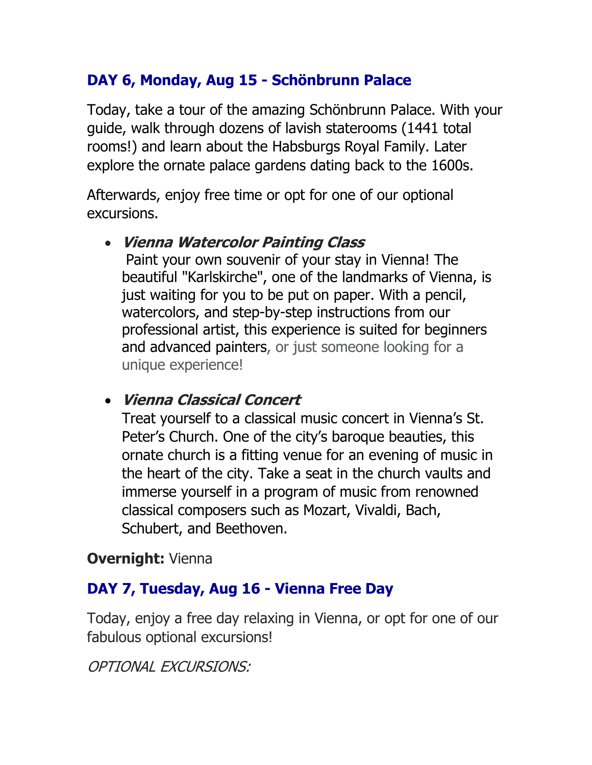## DAY 6, Monday, Aug 15 - Schönbrunn Palace

Today, take a tour of the amazing Schönbrunn Palace. With your guide, walk through dozens of lavish staterooms (1441 total rooms!) and learn about the Habsburgs Royal Family. Later explore the ornate palace gardens dating back to the 1600s.

Afterwards, enjoy free time or opt for one of our optional excursions.

- ***Vienna Watercolor Painting Class***
  Paint your own souvenir of your stay in Vienna! The beautiful "Karlskirche", one of the landmarks of Vienna, is just waiting for you to be put on paper. With a pencil, watercolors, and step-by-step instructions from our professional artist, this experience is suited for beginners and advanced painters, or just someone looking for a unique experience!

- ***Vienna Classical Concert***
  Treat yourself to a classical music concert in Vienna's St. Peter's Church. One of the city's baroque beauties, this ornate church is a fitting venue for an evening of music in the heart of the city. Take a seat in the church vaults and immerse yourself in a program of music from renowned classical composers such as Mozart, Vivaldi, Bach, Schubert, and Beethoven.

**Overnight:** Vienna

## DAY 7, Tuesday, Aug 16 - Vienna Free Day

Today, enjoy a free day relaxing in Vienna, or opt for one of our fabulous optional excursions!

*OPTIONAL EXCURSIONS:*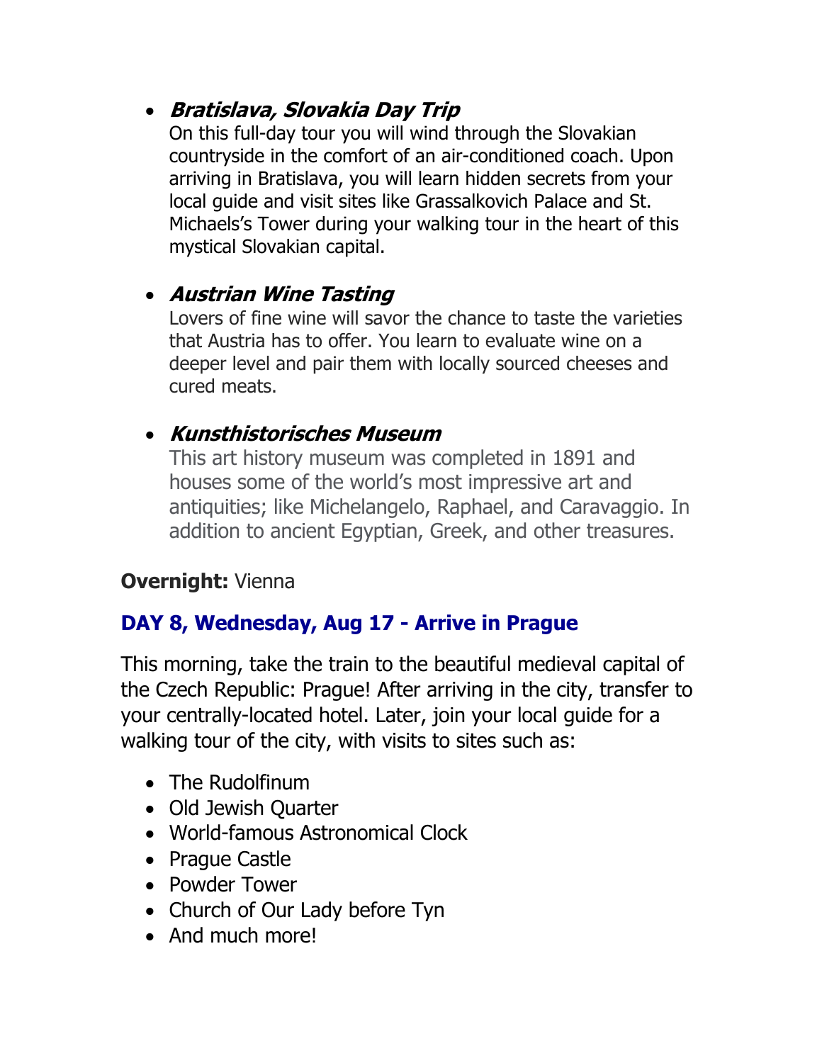- ***Bratislava, Slovakia Day Trip***
  On this full-day tour you will wind through the Slovakian countryside in the comfort of an air-conditioned coach. Upon arriving in Bratislava, you will learn hidden secrets from your local guide and visit sites like Grassalkovich Palace and St. Michaels's Tower during your walking tour in the heart of this mystical Slovakian capital.

- ***Austrian Wine Tasting***
  Lovers of fine wine will savor the chance to taste the varieties that Austria has to offer. You learn to evaluate wine on a deeper level and pair them with locally sourced cheeses and cured meats.

- ***Kunsthistorisches Museum***
  This art history museum was completed in 1891 and houses some of the world's most impressive art and antiquities; like Michelangelo, Raphael, and Caravaggio. In addition to ancient Egyptian, Greek, and other treasures.

**Overnight:** Vienna

## DAY 8, Wednesday, Aug 17 - Arrive in Prague

This morning, take the train to the beautiful medieval capital of the Czech Republic: Prague! After arriving in the city, transfer to your centrally-located hotel. Later, join your local guide for a walking tour of the city, with visits to sites such as:

- The Rudolfinum
- Old Jewish Quarter
- World-famous Astronomical Clock
- Prague Castle
- Powder Tower
- Church of Our Lady before Tyn
- And much more!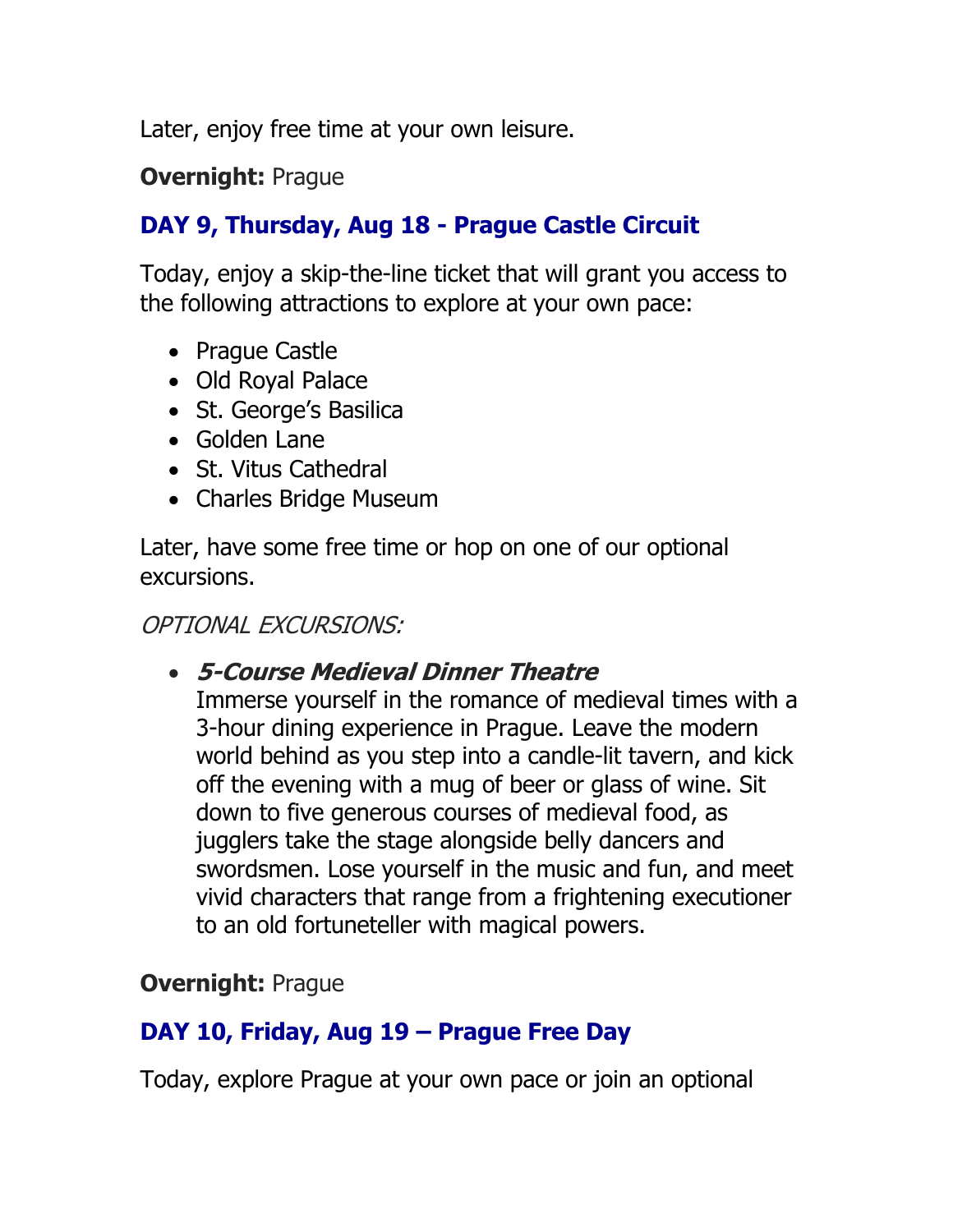Later, enjoy free time at your own leisure.

**Overnight:** Prague

## DAY 9, Thursday, Aug 18 - Prague Castle Circuit

Today, enjoy a skip-the-line ticket that will grant you access to the following attractions to explore at your own pace:

- Prague Castle
- Old Royal Palace
- St. George's Basilica
- Golden Lane
- St. Vitus Cathedral
- Charles Bridge Museum

Later, have some free time or hop on one of our optional excursions.

*OPTIONAL EXCURSIONS:*

- ***5-Course Medieval Dinner Theatre***
  Immerse yourself in the romance of medieval times with a 3-hour dining experience in Prague. Leave the modern world behind as you step into a candle-lit tavern, and kick off the evening with a mug of beer or glass of wine. Sit down to five generous courses of medieval food, as jugglers take the stage alongside belly dancers and swordsmen. Lose yourself in the music and fun, and meet vivid characters that range from a frightening executioner to an old fortuneteller with magical powers.

**Overnight:** Prague

## DAY 10, Friday, Aug 19 – Prague Free Day

Today, explore Prague at your own pace or join an optional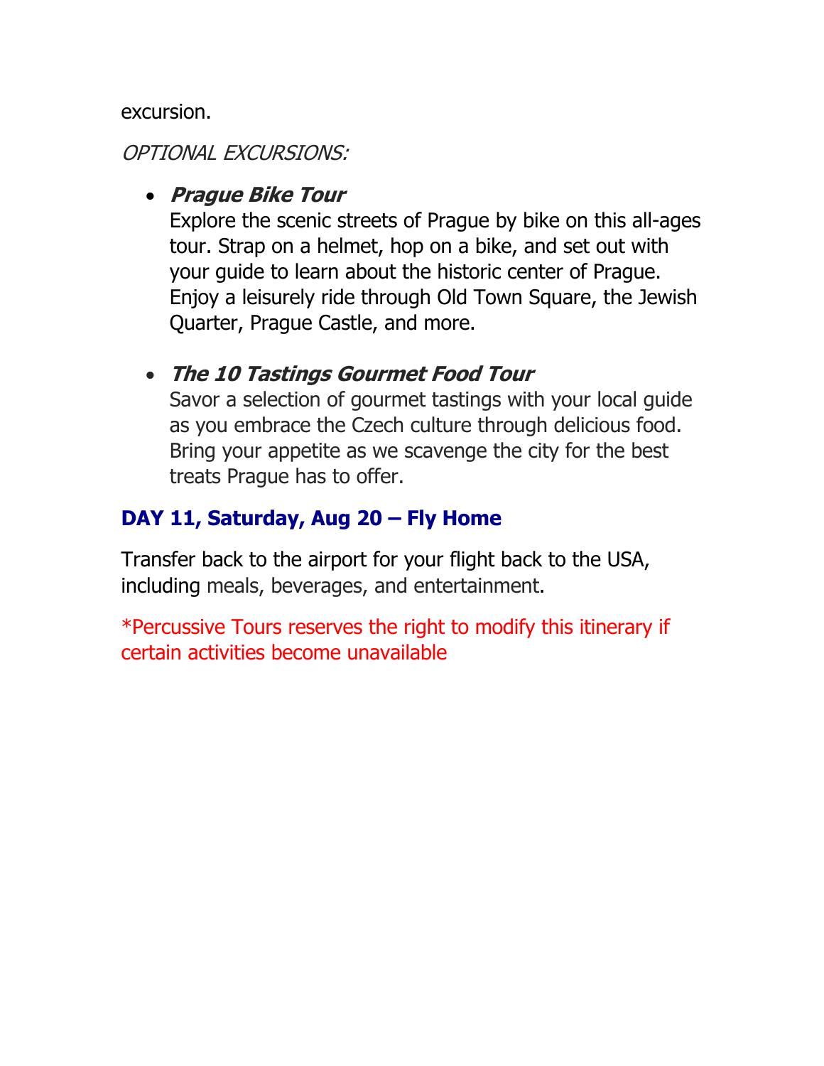excursion.

*OPTIONAL EXCURSIONS:*

- ***Prague Bike Tour***
  Explore the scenic streets of Prague by bike on this all-ages tour. Strap on a helmet, hop on a bike, and set out with your guide to learn about the historic center of Prague. Enjoy a leisurely ride through Old Town Square, the Jewish Quarter, Prague Castle, and more.

- ***The 10 Tastings Gourmet Food Tour***
  Savor a selection of gourmet tastings with your local guide as you embrace the Czech culture through delicious food. Bring your appetite as we scavenge the city for the best treats Prague has to offer.

## DAY 11, Saturday, Aug 20 – Fly Home

Transfer back to the airport for your flight back to the USA, including meals, beverages, and entertainment.

*Percussive Tours reserves the right to modify this itinerary if certain activities become unavailable